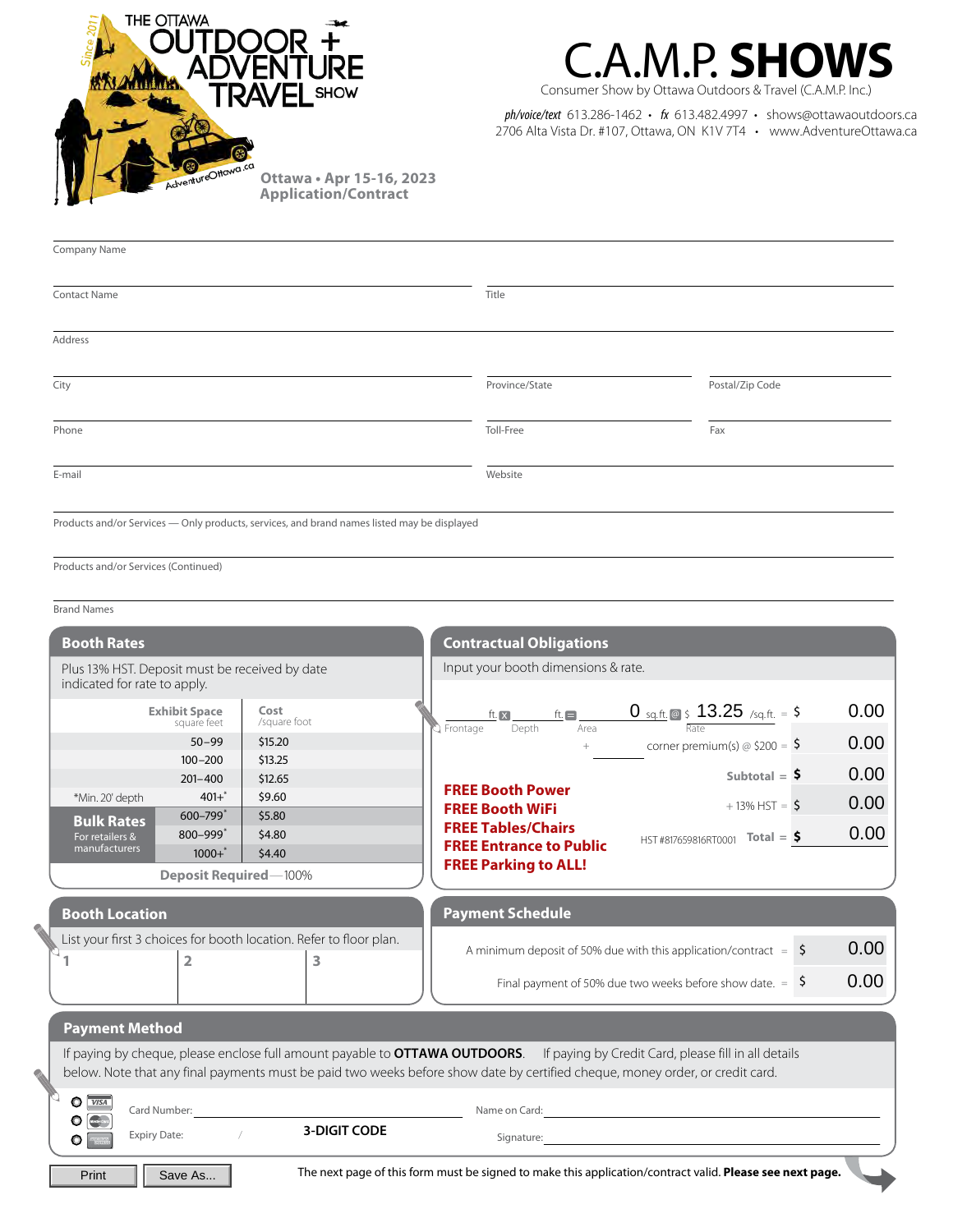# THE OTTAWA OUTDOOR + ADVENTURE TRAVEL SHOW

Since 2011

AdventureOttawa.ca

**Ottawa • Apr 15-16, 2023**
**Application/Contract**

# C.A.M.P. SHOWS

Consumer Show by Ottawa Outdoors & Travel (C.A.M.P. Inc.)

*ph/voice/text* 613.286-1462 • *fx* 613.482.4997 • shows@ottawaoutdoors.ca
2706 Alta Vista Dr. #107, Ottawa, ON K1V 7T4 • www.AdventureOttawa.ca

Company Name

Contact Name | Title

Address

City | Province/State | Postal/Zip Code

Phone | Toll-Free | Fax

E-mail | Website

Products and/or Services — Only products, services, and brand names listed may be displayed

Products and/or Services (Continued)

Brand Names

## Booth Rates

Plus 13% HST. Deposit must be received by date indicated for rate to apply.

| | Exhibit Space (square feet) | Cost (/square foot) |
|---|---|---|
| | 50–99 | $15.20 |
| | 100–200 | $13.25 |
| | 201–400 | $12.65 |
| *Min. 20' depth | 401+* | $9.60 |
| **Bulk Rates** For retailers & manufacturers | 600–799* | $5.80 |
| | 800–999* | $4.80 |
| | 1000+* | $4.40 |

**Deposit Required** — 100%

## Contractual Obligations

Input your booth dimensions & rate.

ft. × ft. = 0 sq.ft. @ $ 13.25 /sq.ft. = $ 0.00
Frontage — Depth — Area — Rate

\+ corner premium(s) @ $200 = $ 0.00

**Subtotal** = $ 0.00

\+ 13% HST = $ 0.00

HST #817659816RT0001 **Total** = $ 0.00

**FREE Booth Power**
**FREE Booth WiFi**
**FREE Tables/Chairs**
**FREE Entrance to Public**
**FREE Parking to ALL!**

## Booth Location

List your first 3 choices for booth location. Refer to floor plan.

| 1 | 2 | 3 |
|---|---|---|
| | | |

## Payment Schedule

A minimum deposit of 50% due with this application/contract = $ 0.00

Final payment of 50% due two weeks before show date. = $ 0.00

## Payment Method

If paying by cheque, please enclose full amount payable to **OTTAWA OUTDOORS**. If paying by Credit Card, please fill in all details below. Note that any final payments must be paid two weeks before show date by certified cheque, money order, or credit card.

○ VISA ○ MasterCard ○ American Express

Card Number: | Name on Card:

Expiry Date: / **3-DIGIT CODE** | Signature:

Print | Save As...

The next page of this form must be signed to make this application/contract valid. **Please see next page.**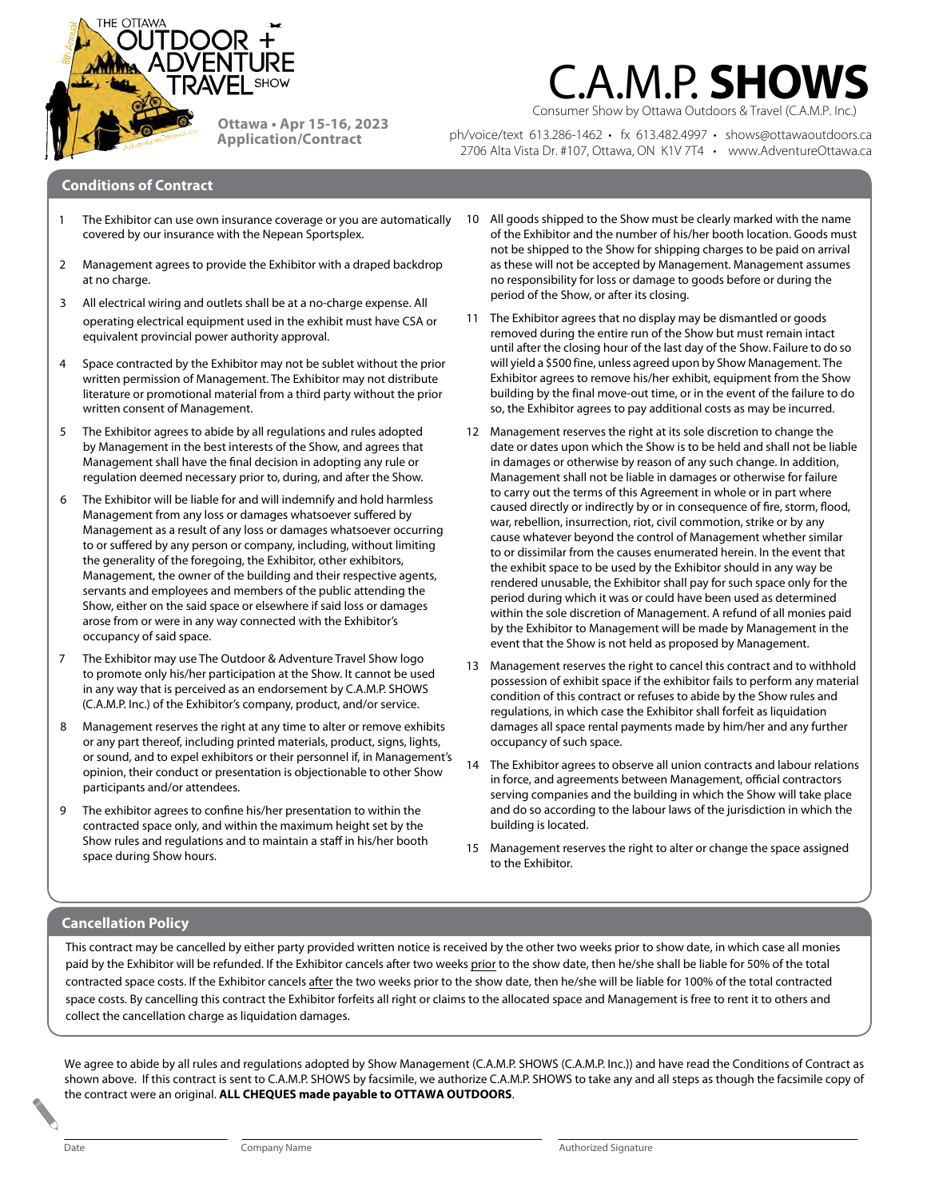THE OTTAWA OUTDOOR + ADVENTURE TRAVEL SHOW

8th Annual

AdventureOttawa.ca

**Ottawa • Apr 15-16, 2023**
**Application/Contract**

# C.A.M.P. **SHOWS**

Consumer Show by Ottawa Outdoors & Travel (C.A.M.P. Inc.)

ph/voice/text 613.286-1462 • fx 613.482.4997 • shows@ottawaoutdoors.ca
2706 Alta Vista Dr. #107, Ottawa, ON K1V 7T4 • www.AdventureOttawa.ca

## Conditions of Contract

1. The Exhibitor can use own insurance coverage or you are automatically covered by our insurance with the Nepean Sportsplex.
2. Management agrees to provide the Exhibitor with a draped backdrop at no charge.
3. All electrical wiring and outlets shall be at a no-charge expense. All operating electrical equipment used in the exhibit must have CSA or equivalent provincial power authority approval.
4. Space contracted by the Exhibitor may not be sublet without the prior written permission of Management. The Exhibitor may not distribute literature or promotional material from a third party without the prior written consent of Management.
5. The Exhibitor agrees to abide by all regulations and rules adopted by Management in the best interests of the Show, and agrees that Management shall have the final decision in adopting any rule or regulation deemed necessary prior to, during, and after the Show.
6. The Exhibitor will be liable for and will indemnify and hold harmless Management from any loss or damages whatsoever suffered by Management as a result of any loss or damages whatsoever occurring to or suffered by any person or company, including, without limiting the generality of the foregoing, the Exhibitor, other exhibitors, Management, the owner of the building and their respective agents, servants and employees and members of the public attending the Show, either on the said space or elsewhere if said loss or damages arose from or were in any way connected with the Exhibitor's occupancy of said space.
7. The Exhibitor may use The Outdoor & Adventure Travel Show logo to promote only his/her participation at the Show. It cannot be used in any way that is perceived as an endorsement by C.A.M.P. SHOWS (C.A.M.P. Inc.) of the Exhibitor's company, product, and/or service.
8. Management reserves the right at any time to alter or remove exhibits or any part thereof, including printed materials, product, signs, lights, or sound, and to expel exhibitors or their personnel if, in Management's opinion, their conduct or presentation is objectionable to other Show participants and/or attendees.
9. The exhibitor agrees to confine his/her presentation to within the contracted space only, and within the maximum height set by the Show rules and regulations and to maintain a staff in his/her booth space during Show hours.
10. All goods shipped to the Show must be clearly marked with the name of the Exhibitor and the number of his/her booth location. Goods must not be shipped to the Show for shipping charges to be paid on arrival as these will not be accepted by Management. Management assumes no responsibility for loss or damage to goods before or during the period of the Show, or after its closing.
11. The Exhibitor agrees that no display may be dismantled or goods removed during the entire run of the Show but must remain intact until after the closing hour of the last day of the Show. Failure to do so will yield a $500 fine, unless agreed upon by Show Management. The Exhibitor agrees to remove his/her exhibit, equipment from the Show building by the final move-out time, or in the event of the failure to do so, the Exhibitor agrees to pay additional costs as may be incurred.
12. Management reserves the right at its sole discretion to change the date or dates upon which the Show is to be held and shall not be liable in damages or otherwise by reason of any such change. In addition, Management shall not be liable in damages or otherwise for failure to carry out the terms of this Agreement in whole or in part where caused directly or indirectly by or in consequence of fire, storm, flood, war, rebellion, insurrection, riot, civil commotion, strike or by any cause whatever beyond the control of Management whether similar to or dissimilar from the causes enumerated herein. In the event that the exhibit space to be used by the Exhibitor should in any way be rendered unusable, the Exhibitor shall pay for such space only for the period during which it was or could have been used as determined within the sole discretion of Management. A refund of all monies paid by the Exhibitor to Management will be made by Management in the event that the Show is not held as proposed by Management.
13. Management reserves the right to cancel this contract and to withhold possession of exhibit space if the exhibitor fails to perform any material condition of this contract or refuses to abide by the Show rules and regulations, in which case the Exhibitor shall forfeit as liquidation damages all space rental payments made by him/her and any further occupancy of such space.
14. The Exhibitor agrees to observe all union contracts and labour relations in force, and agreements between Management, official contractors serving companies and the building in which the Show will take place and do so according to the labour laws of the jurisdiction in which the building is located.
15. Management reserves the right to alter or change the space assigned to the Exhibitor.

## Cancellation Policy

This contract may be cancelled by either party provided written notice is received by the other two weeks prior to show date, in which case all monies paid by the Exhibitor will be refunded. If the Exhibitor cancels after two weeks prior to the show date, then he/she shall be liable for 50% of the total contracted space costs. If the Exhibitor cancels after the two weeks prior to the show date, then he/she will be liable for 100% of the total contracted space costs. By cancelling this contract the Exhibitor forfeits all right or claims to the allocated space and Management is free to rent it to others and collect the cancellation charge as liquidation damages.

We agree to abide by all rules and regulations adopted by Show Management (C.A.M.P. SHOWS (C.A.M.P. Inc.)) and have read the Conditions of Contract as shown above. If this contract is sent to C.A.M.P. SHOWS by facsimile, we authorize C.A.M.P. SHOWS to take any and all steps as though the facsimile copy of the contract were an original. **ALL CHEQUES made payable to OTTAWA OUTDOORS**.

Date ______________ Company Name ______________ Authorized Signature ______________